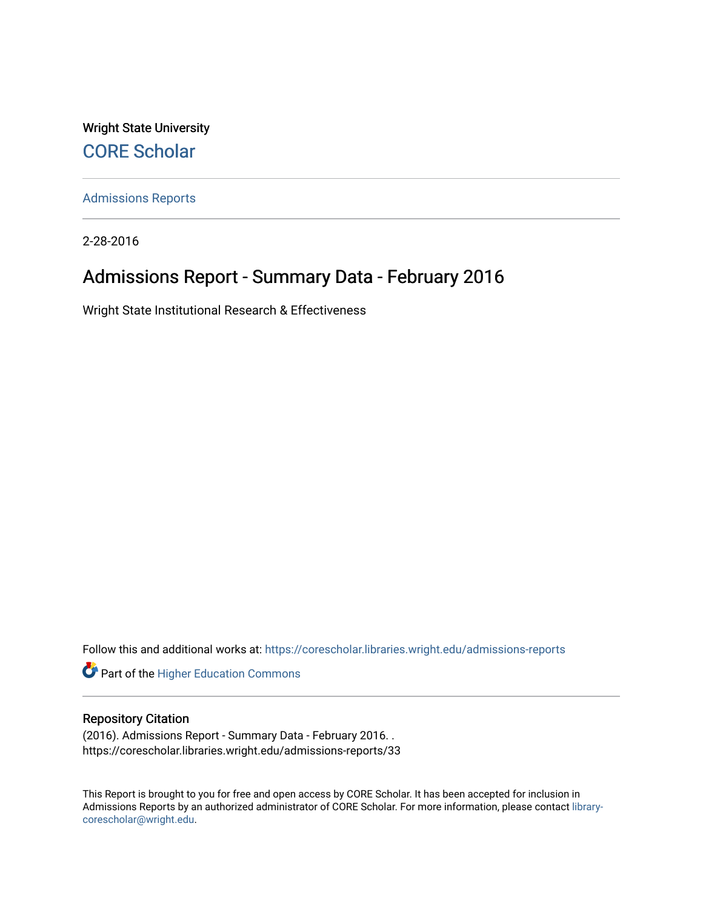Wright State University

CORE Scholar

Admissions Reports

2-28-2016

# Admissions Report - Summary Data - February 2016

Wright State Institutional Research & Effectiveness

Follow this and additional works at: https://corescholar.libraries.wright.edu/admissions-reports

Part of the Higher Education Commons

## Repository Citation

(2016). Admissions Report - Summary Data - February 2016. .
https://corescholar.libraries.wright.edu/admissions-reports/33

This Report is brought to you for free and open access by CORE Scholar. It has been accepted for inclusion in Admissions Reports by an authorized administrator of CORE Scholar. For more information, please contact library-corescholar@wright.edu.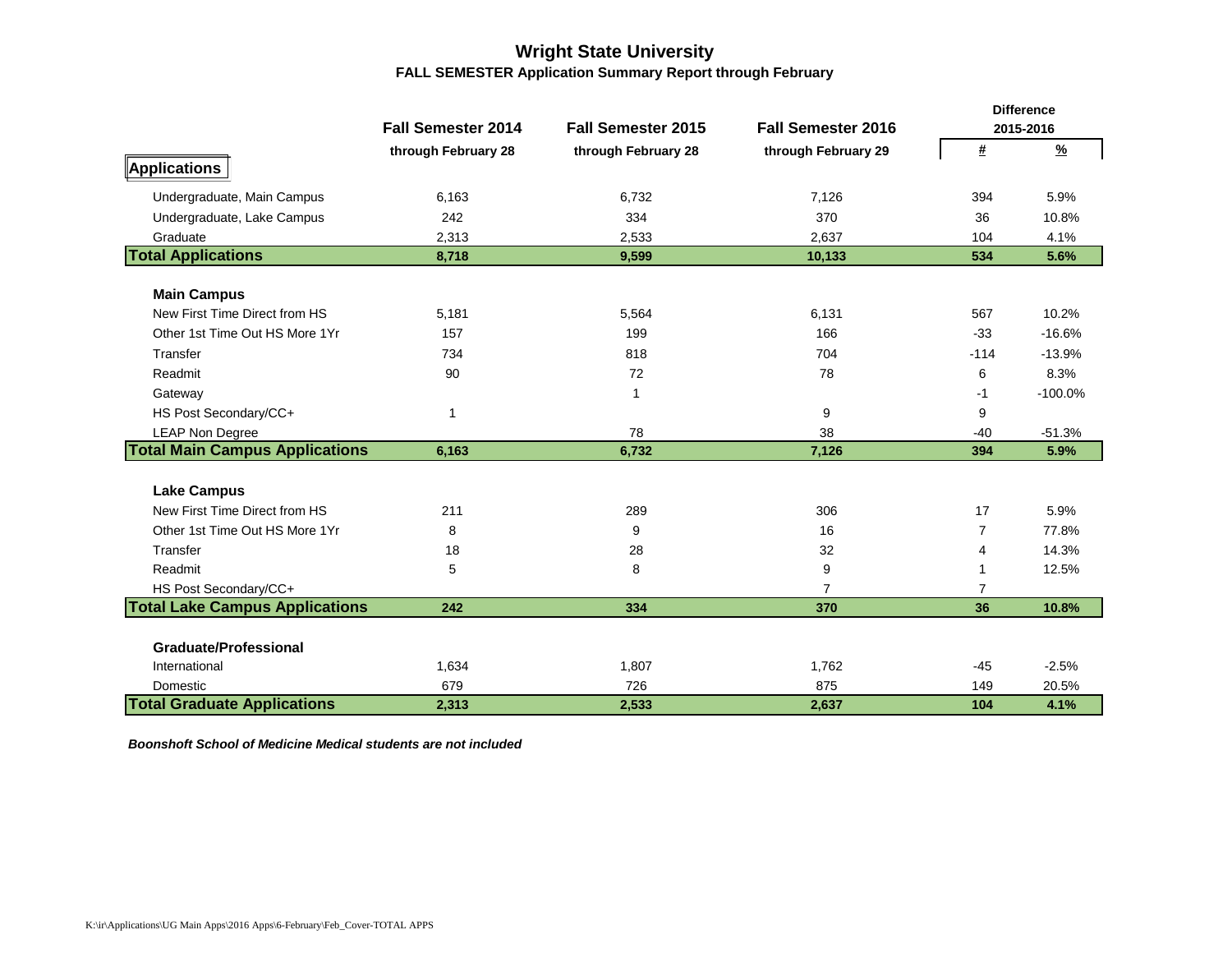# Wright State University

## FALL SEMESTER Application Summary Report through February

| | Fall Semester 2014 | Fall Semester 2015 | Fall Semester 2016 | Difference 2015-2016 | |
|---|---|---|---|---|---|
| | through February 28 | through February 28 | through February 29 | # | % |
| **Applications** | | | | | |
| Undergraduate, Main Campus | 6,163 | 6,732 | 7,126 | 394 | 5.9% |
| Undergraduate, Lake Campus | 242 | 334 | 370 | 36 | 10.8% |
| Graduate | 2,313 | 2,533 | 2,637 | 104 | 4.1% |
| **Total Applications** | **8,718** | **9,599** | **10,133** | **534** | **5.6%** |
| **Main Campus** | | | | | |
| New First Time Direct from HS | 5,181 | 5,564 | 6,131 | 567 | 10.2% |
| Other 1st Time Out HS More 1Yr | 157 | 199 | 166 | -33 | -16.6% |
| Transfer | 734 | 818 | 704 | -114 | -13.9% |
| Readmit | 90 | 72 | 78 | 6 | 8.3% |
| Gateway | | 1 | | -1 | -100.0% |
| HS Post Secondary/CC+ | 1 | | 9 | 9 | |
| LEAP Non Degree | | 78 | 38 | -40 | -51.3% |
| **Total Main Campus Applications** | **6,163** | **6,732** | **7,126** | **394** | **5.9%** |
| **Lake Campus** | | | | | |
| New First Time Direct from HS | 211 | 289 | 306 | 17 | 5.9% |
| Other 1st Time Out HS More 1Yr | 8 | 9 | 16 | 7 | 77.8% |
| Transfer | 18 | 28 | 32 | 4 | 14.3% |
| Readmit | 5 | 8 | 9 | 1 | 12.5% |
| HS Post Secondary/CC+ | | | 7 | 7 | |
| **Total Lake Campus Applications** | **242** | **334** | **370** | **36** | **10.8%** |
| **Graduate/Professional** | | | | | |
| International | 1,634 | 1,807 | 1,762 | -45 | -2.5% |
| Domestic | 679 | 726 | 875 | 149 | 20.5% |
| **Total Graduate Applications** | **2,313** | **2,533** | **2,637** | **104** | **4.1%** |

***Boonshoft School of Medicine Medical students are not included***

K:\ir\Applications\UG Main Apps\2016 Apps\6-February\Feb_Cover-TOTAL APPS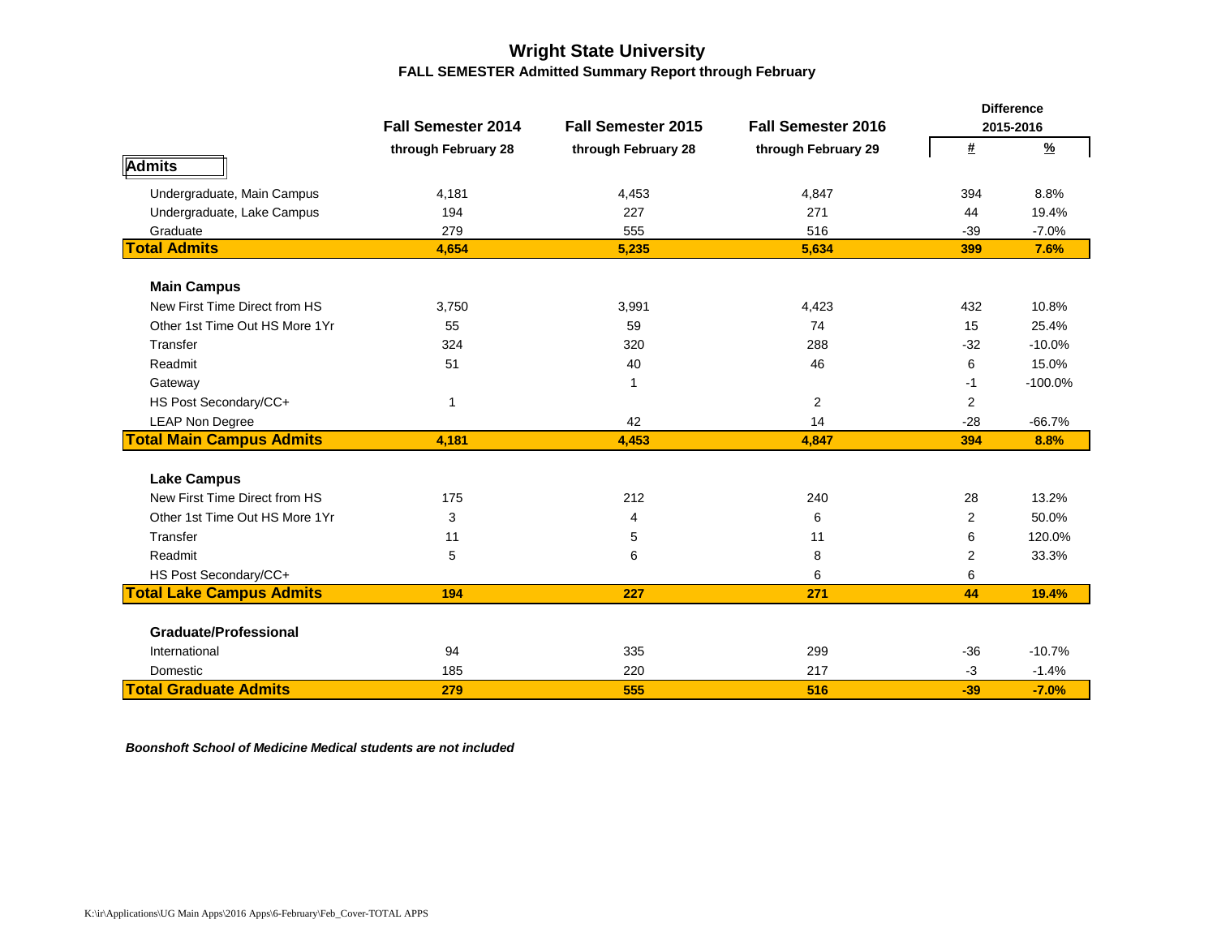# Wright State University

## FALL SEMESTER Admitted Summary Report through February

| | Fall Semester 2014 through February 28 | Fall Semester 2015 through February 28 | Fall Semester 2016 through February 29 | Difference 2015-2016 # | Difference 2015-2016 % |
|---|---|---|---|---|---|
| **Admits** | | | | | |
| Undergraduate, Main Campus | 4,181 | 4,453 | 4,847 | 394 | 8.8% |
| Undergraduate, Lake Campus | 194 | 227 | 271 | 44 | 19.4% |
| Graduate | 279 | 555 | 516 | -39 | -7.0% |
| **Total Admits** | **4,654** | **5,235** | **5,634** | **399** | **7.6%** |
| **Main Campus** | | | | | |
| New First Time Direct from HS | 3,750 | 3,991 | 4,423 | 432 | 10.8% |
| Other 1st Time Out HS More 1Yr | 55 | 59 | 74 | 15 | 25.4% |
| Transfer | 324 | 320 | 288 | -32 | -10.0% |
| Readmit | 51 | 40 | 46 | 6 | 15.0% |
| Gateway | | 1 | | -1 | -100.0% |
| HS Post Secondary/CC+ | 1 | | 2 | 2 | |
| LEAP Non Degree | | 42 | 14 | -28 | -66.7% |
| **Total Main Campus Admits** | **4,181** | **4,453** | **4,847** | **394** | **8.8%** |
| **Lake Campus** | | | | | |
| New First Time Direct from HS | 175 | 212 | 240 | 28 | 13.2% |
| Other 1st Time Out HS More 1Yr | 3 | 4 | 6 | 2 | 50.0% |
| Transfer | 11 | 5 | 11 | 6 | 120.0% |
| Readmit | 5 | 6 | 8 | 2 | 33.3% |
| HS Post Secondary/CC+ | | | 6 | 6 | |
| **Total Lake Campus Admits** | **194** | **227** | **271** | **44** | **19.4%** |
| **Graduate/Professional** | | | | | |
| International | 94 | 335 | 299 | -36 | -10.7% |
| Domestic | 185 | 220 | 217 | -3 | -1.4% |
| **Total Graduate Admits** | **279** | **555** | **516** | **-39** | **-7.0%** |

***Boonshoft School of Medicine Medical students are not included***

K:\ir\Applications\UG Main Apps\2016 Apps\6-February\Feb_Cover-TOTAL APPS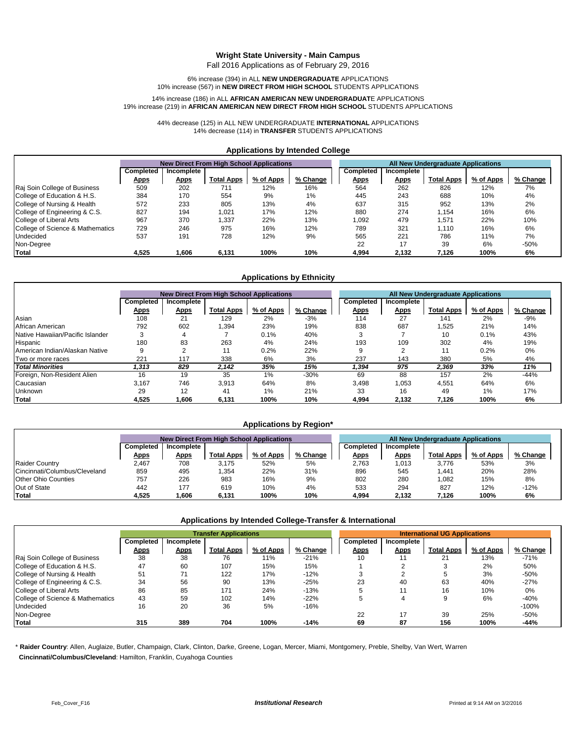# Wright State University - Main Campus

Fall 2016 Applications as of February 29, 2016

6% increase (394) in ALL **NEW UNDERGRADUATE** APPLICATIONS
10% increase (567) in **NEW DIRECT FROM HIGH SCHOOL** STUDENTS APPLICATIONS

14% increase (186) in ALL **AFRICAN AMERICAN NEW UNDERGRADUAT**E APPLICATIONS
19% increase (219) in **AFRICAN AMERICAN NEW DIRECT FROM HIGH SCHOOL** STUDENTS APPLICATIONS

44% decrease (125) in ALL NEW UNDERGRADUATE **INTERNATIONAL** APPLICATIONS
14% decrease (114) in **TRANSFER** STUDENTS APPLICATIONS

## Applications by Intended College

| | New Direct From High School Applications | | | | | All New Undergraduate Applications | | | | |
|---|---|---|---|---|---|---|---|---|---|---|
| | Completed Apps | Incomplete Apps | Total Apps | % of Apps | % Change | Completed Apps | Incomplete Apps | Total Apps | % of Apps | % Change |
| Raj Soin College of Business | 509 | 202 | 711 | 12% | 16% | 564 | 262 | 826 | 12% | 7% |
| College of Education & H.S. | 384 | 170 | 554 | 9% | 1% | 445 | 243 | 688 | 10% | 4% |
| College of Nursing & Health | 572 | 233 | 805 | 13% | 4% | 637 | 315 | 952 | 13% | 2% |
| College of Engineering & C.S. | 827 | 194 | 1,021 | 17% | 12% | 880 | 274 | 1,154 | 16% | 6% |
| College of Liberal Arts | 967 | 370 | 1,337 | 22% | 13% | 1,092 | 479 | 1,571 | 22% | 10% |
| College of Science & Mathematics | 729 | 246 | 975 | 16% | 12% | 789 | 321 | 1,110 | 16% | 6% |
| Undecided | 537 | 191 | 728 | 12% | 9% | 565 | 221 | 786 | 11% | 7% |
| Non-Degree | | | | | | 22 | 17 | 39 | 6% | -50% |
| **Total** | **4,525** | **1,606** | **6,131** | **100%** | **10%** | **4,994** | **2,132** | **7,126** | **100%** | **6%** |

## Applications by Ethnicity

| | New Direct From High School Applications | | | | | All New Undergraduate Applications | | | | |
|---|---|---|---|---|---|---|---|---|---|---|
| | Completed Apps | Incomplete Apps | Total Apps | % of Apps | % Change | Completed Apps | Incomplete Apps | Total Apps | % of Apps | % Change |
| Asian | 108 | 21 | 129 | 2% | -3% | 114 | 27 | 141 | 2% | -9% |
| African American | 792 | 602 | 1,394 | 23% | 19% | 838 | 687 | 1,525 | 21% | 14% |
| Native Hawaiian/Pacific Islander | 3 | 4 | 7 | 0.1% | 40% | 3 | 7 | 10 | 0.1% | 43% |
| Hispanic | 180 | 83 | 263 | 4% | 24% | 193 | 109 | 302 | 4% | 19% |
| American Indian/Alaskan Native | 9 | 2 | 11 | 0.2% | 22% | 9 | 2 | 11 | 0.2% | 0% |
| Two or more races | 221 | 117 | 338 | 6% | 3% | 237 | 143 | 380 | 5% | 4% |
| ***Total Minorities*** | ***1,313*** | ***829*** | ***2,142*** | ***35%*** | ***15%*** | ***1,394*** | ***975*** | ***2,369*** | ***33%*** | ***11%*** |
| Foreign, Non-Resident Alien | 16 | 19 | 35 | 1% | -30% | 69 | 88 | 157 | 2% | -44% |
| Caucasian | 3,167 | 746 | 3,913 | 64% | 8% | 3,498 | 1,053 | 4,551 | 64% | 6% |
| Unknown | 29 | 12 | 41 | 1% | 21% | 33 | 16 | 49 | 1% | 17% |
| **Total** | **4,525** | **1,606** | **6,131** | **100%** | **10%** | **4,994** | **2,132** | **7,126** | **100%** | **6%** |

## Applications by Region*

| | New Direct From High School Applications | | | | | All New Undergraduate Applications | | | | |
|---|---|---|---|---|---|---|---|---|---|---|
| | Completed Apps | Incomplete Apps | Total Apps | % of Apps | % Change | Completed Apps | Incomplete Apps | Total Apps | % of Apps | % Change |
| Raider Country | 2,467 | 708 | 3,175 | 52% | 5% | 2,763 | 1,013 | 3,776 | 53% | 3% |
| Cincinnati/Columbus/Cleveland | 859 | 495 | 1,354 | 22% | 31% | 896 | 545 | 1,441 | 20% | 28% |
| Other Ohio Counties | 757 | 226 | 983 | 16% | 9% | 802 | 280 | 1,082 | 15% | 8% |
| Out of State | 442 | 177 | 619 | 10% | 4% | 533 | 294 | 827 | 12% | -12% |
| **Total** | **4,525** | **1,606** | **6,131** | **100%** | **10%** | **4,994** | **2,132** | **7,126** | **100%** | **6%** |

## Applications by Intended College-Transfer & International

| | Transfer Applications | | | | | International UG Applications | | | | |
|---|---|---|---|---|---|---|---|---|---|---|
| | Completed Apps | Incomplete Apps | Total Apps | % of Apps | % Change | Completed Apps | Incomplete Apps | Total Apps | % of Apps | % Change |
| Raj Soin College of Business | 38 | 38 | 76 | 11% | -21% | 10 | 11 | 21 | 13% | -71% |
| College of Education & H.S. | 47 | 60 | 107 | 15% | 15% | 1 | 2 | 3 | 2% | 50% |
| College of Nursing & Health | 51 | 71 | 122 | 17% | -12% | 3 | 2 | 5 | 3% | -50% |
| College of Engineering & C.S. | 34 | 56 | 90 | 13% | -25% | 23 | 40 | 63 | 40% | -27% |
| College of Liberal Arts | 86 | 85 | 171 | 24% | -13% | 5 | 11 | 16 | 10% | 0% |
| College of Science & Mathematics | 43 | 59 | 102 | 14% | -22% | 5 | 4 | 9 | 6% | -40% |
| Undecided | 16 | 20 | 36 | 5% | -16% | | | | | -100% |
| Non-Degree | | | | | | 22 | 17 | 39 | 25% | -50% |
| **Total** | **315** | **389** | **704** | **100%** | **-14%** | **69** | **87** | **156** | **100%** | **-44%** |

\* **Raider Country**: Allen, Auglaize, Butler, Champaign, Clark, Clinton, Darke, Greene, Logan, Mercer, Miami, Montgomery, Preble, Shelby, Van Wert, Warren
**Cincinnati/Columbus/Cleveland**: Hamilton, Franklin, Cuyahoga Counties

Feb_Cover_F16 — *Institutional Research* — Printed at 9:14 AM on 3/2/2016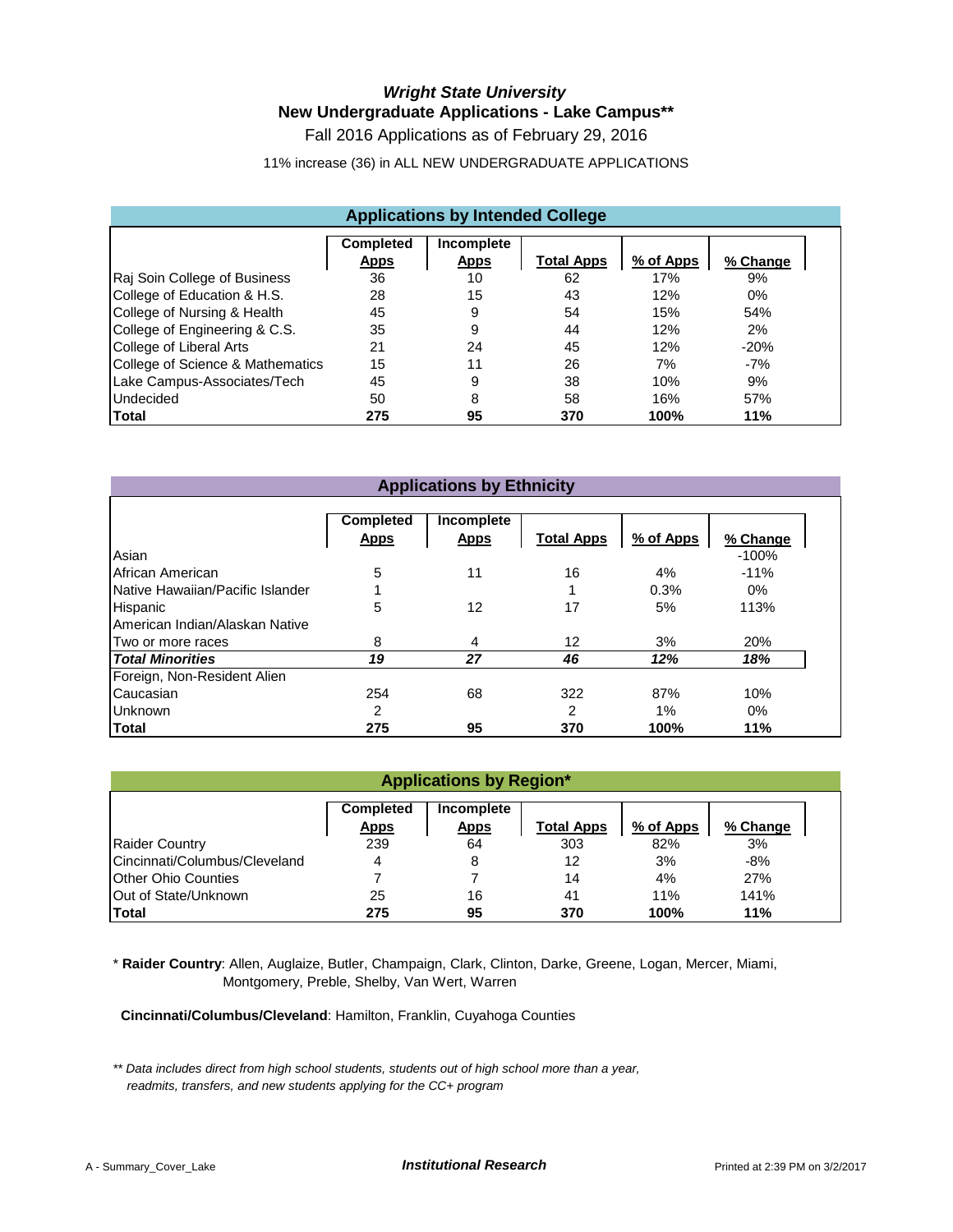# *Wright State University*

## New Undergraduate Applications - Lake Campus**

Fall 2016 Applications as of February 29, 2016

11% increase (36) in ALL NEW UNDERGRADUATE APPLICATIONS

### Applications by Intended College

| | Completed Apps | Incomplete Apps | Total Apps | % of Apps | % Change |
|---|---|---|---|---|---|
| Raj Soin College of Business | 36 | 10 | 62 | 17% | 9% |
| College of Education & H.S. | 28 | 15 | 43 | 12% | 0% |
| College of Nursing & Health | 45 | 9 | 54 | 15% | 54% |
| College of Engineering & C.S. | 35 | 9 | 44 | 12% | 2% |
| College of Liberal Arts | 21 | 24 | 45 | 12% | -20% |
| College of Science & Mathematics | 15 | 11 | 26 | 7% | -7% |
| Lake Campus-Associates/Tech | 45 | 9 | 38 | 10% | 9% |
| Undecided | 50 | 8 | 58 | 16% | 57% |
| **Total** | **275** | **95** | **370** | **100%** | **11%** |

### Applications by Ethnicity

| | Completed Apps | Incomplete Apps | Total Apps | % of Apps | % Change |
|---|---|---|---|---|---|
| Asian | | | | | -100% |
| African American | 5 | 11 | 16 | 4% | -11% |
| Native Hawaiian/Pacific Islander | 1 | | 1 | 0.3% | 0% |
| Hispanic | 5 | 12 | 17 | 5% | 113% |
| American Indian/Alaskan Native | | | | | |
| Two or more races | 8 | 4 | 12 | 3% | 20% |
| ***Total Minorities*** | ***19*** | ***27*** | ***46*** | ***12%*** | ***18%*** |
| Foreign, Non-Resident Alien | | | | | |
| Caucasian | 254 | 68 | 322 | 87% | 10% |
| Unknown | 2 | | 2 | 1% | 0% |
| **Total** | **275** | **95** | **370** | **100%** | **11%** |

### Applications by Region*

| | Completed Apps | Incomplete Apps | Total Apps | % of Apps | % Change |
|---|---|---|---|---|---|
| Raider Country | 239 | 64 | 303 | 82% | 3% |
| Cincinnati/Columbus/Cleveland | 4 | 8 | 12 | 3% | -8% |
| Other Ohio Counties | 7 | 7 | 14 | 4% | 27% |
| Out of State/Unknown | 25 | 16 | 41 | 11% | 141% |
| **Total** | **275** | **95** | **370** | **100%** | **11%** |

* **Raider Country**: Allen, Auglaize, Butler, Champaign, Clark, Clinton, Darke, Greene, Logan, Mercer, Miami, Montgomery, Preble, Shelby, Van Wert, Warren

**Cincinnati/Columbus/Cleveland**: Hamilton, Franklin, Cuyahoga Counties

*** Data includes direct from high school students, students out of high school more than a year, readmits, transfers, and new students applying for the CC+ program*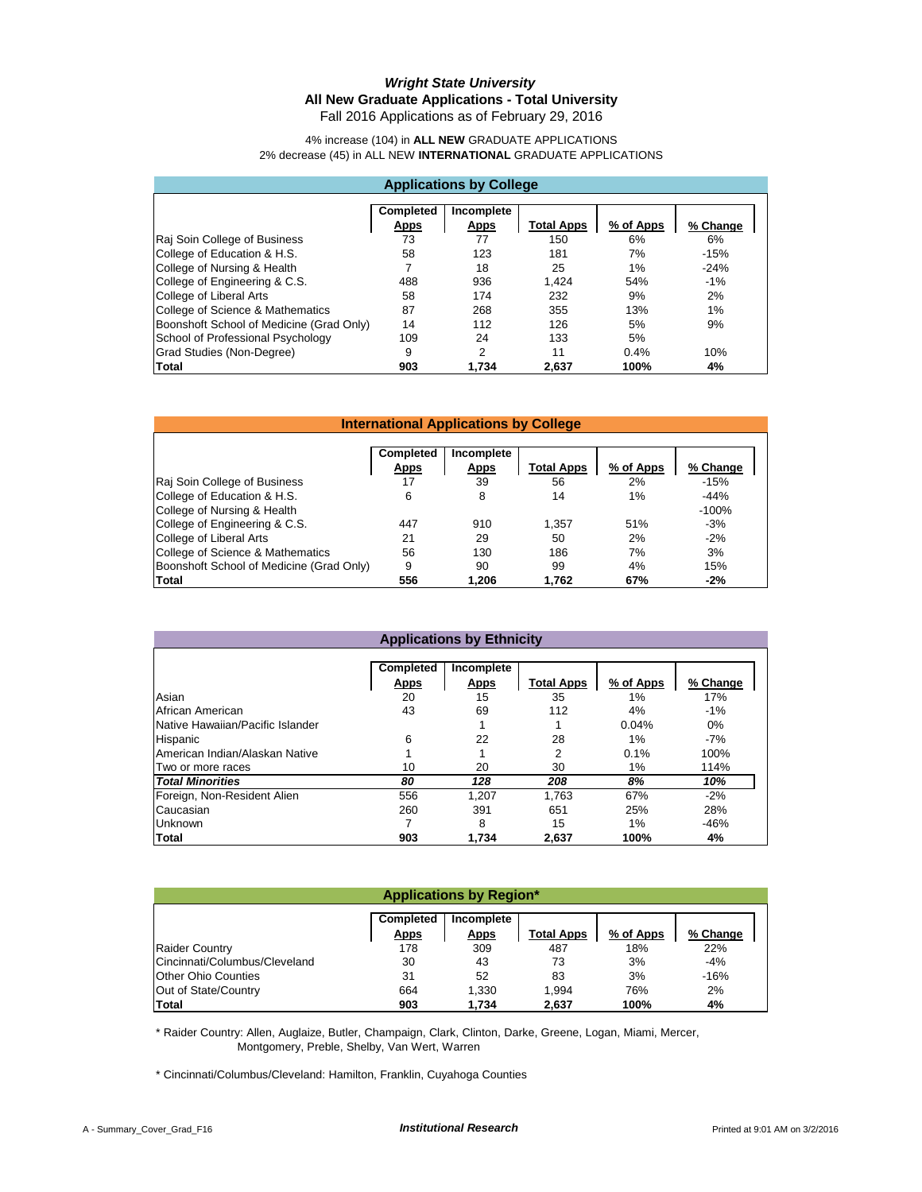# *Wright State University*

## All New Graduate Applications - Total University

Fall 2016 Applications as of February 29, 2016

4% increase (104) in **ALL NEW** GRADUATE APPLICATIONS
2% decrease (45) in ALL NEW **INTERNATIONAL** GRADUATE APPLICATIONS

### Applications by College

| | Completed Apps | Incomplete Apps | Total Apps | % of Apps | % Change |
|---|---|---|---|---|---|
| Raj Soin College of Business | 73 | 77 | 150 | 6% | 6% |
| College of Education & H.S. | 58 | 123 | 181 | 7% | -15% |
| College of Nursing & Health | 7 | 18 | 25 | 1% | -24% |
| College of Engineering & C.S. | 488 | 936 | 1,424 | 54% | -1% |
| College of Liberal Arts | 58 | 174 | 232 | 9% | 2% |
| College of Science & Mathematics | 87 | 268 | 355 | 13% | 1% |
| Boonshoft School of Medicine (Grad Only) | 14 | 112 | 126 | 5% | 9% |
| School of Professional Psychology | 109 | 24 | 133 | 5% | |
| Grad Studies (Non-Degree) | 9 | 2 | 11 | 0.4% | 10% |
| **Total** | **903** | **1,734** | **2,637** | **100%** | **4%** |

### International Applications by College

| | Completed Apps | Incomplete Apps | Total Apps | % of Apps | % Change |
|---|---|---|---|---|---|
| Raj Soin College of Business | 17 | 39 | 56 | 2% | -15% |
| College of Education & H.S. | 6 | 8 | 14 | 1% | -44% |
| College of Nursing & Health | | | | | -100% |
| College of Engineering & C.S. | 447 | 910 | 1,357 | 51% | -3% |
| College of Liberal Arts | 21 | 29 | 50 | 2% | -2% |
| College of Science & Mathematics | 56 | 130 | 186 | 7% | 3% |
| Boonshoft School of Medicine (Grad Only) | 9 | 90 | 99 | 4% | 15% |
| **Total** | **556** | **1,206** | **1,762** | **67%** | **-2%** |

### Applications by Ethnicity

| | Completed Apps | Incomplete Apps | Total Apps | % of Apps | % Change |
|---|---|---|---|---|---|
| Asian | 20 | 15 | 35 | 1% | 17% |
| African American | 43 | 69 | 112 | 4% | -1% |
| Native Hawaiian/Pacific Islander | | 1 | 1 | 0.04% | 0% |
| Hispanic | 6 | 22 | 28 | 1% | -7% |
| American Indian/Alaskan Native | 1 | 1 | 2 | 0.1% | 100% |
| Two or more races | 10 | 20 | 30 | 1% | 114% |
| ***Total Minorities*** | ***80*** | ***128*** | ***208*** | ***8%*** | ***10%*** |
| Foreign, Non-Resident Alien | 556 | 1,207 | 1,763 | 67% | -2% |
| Caucasian | 260 | 391 | 651 | 25% | 28% |
| Unknown | 7 | 8 | 15 | 1% | -46% |
| **Total** | **903** | **1,734** | **2,637** | **100%** | **4%** |

### Applications by Region*

| | Completed Apps | Incomplete Apps | Total Apps | % of Apps | % Change |
|---|---|---|---|---|---|
| Raider Country | 178 | 309 | 487 | 18% | 22% |
| Cincinnati/Columbus/Cleveland | 30 | 43 | 73 | 3% | -4% |
| Other Ohio Counties | 31 | 52 | 83 | 3% | -16% |
| Out of State/Country | 664 | 1,330 | 1,994 | 76% | 2% |
| **Total** | **903** | **1,734** | **2,637** | **100%** | **4%** |

\* Raider Country: Allen, Auglaize, Butler, Champaign, Clark, Clinton, Darke, Greene, Logan, Miami, Mercer, Montgomery, Preble, Shelby, Van Wert, Warren

\* Cincinnati/Columbus/Cleveland: Hamilton, Franklin, Cuyahoga Counties

A - Summary_Cover_Grad_F16 *Institutional Research* Printed at 9:01 AM on 3/2/2016